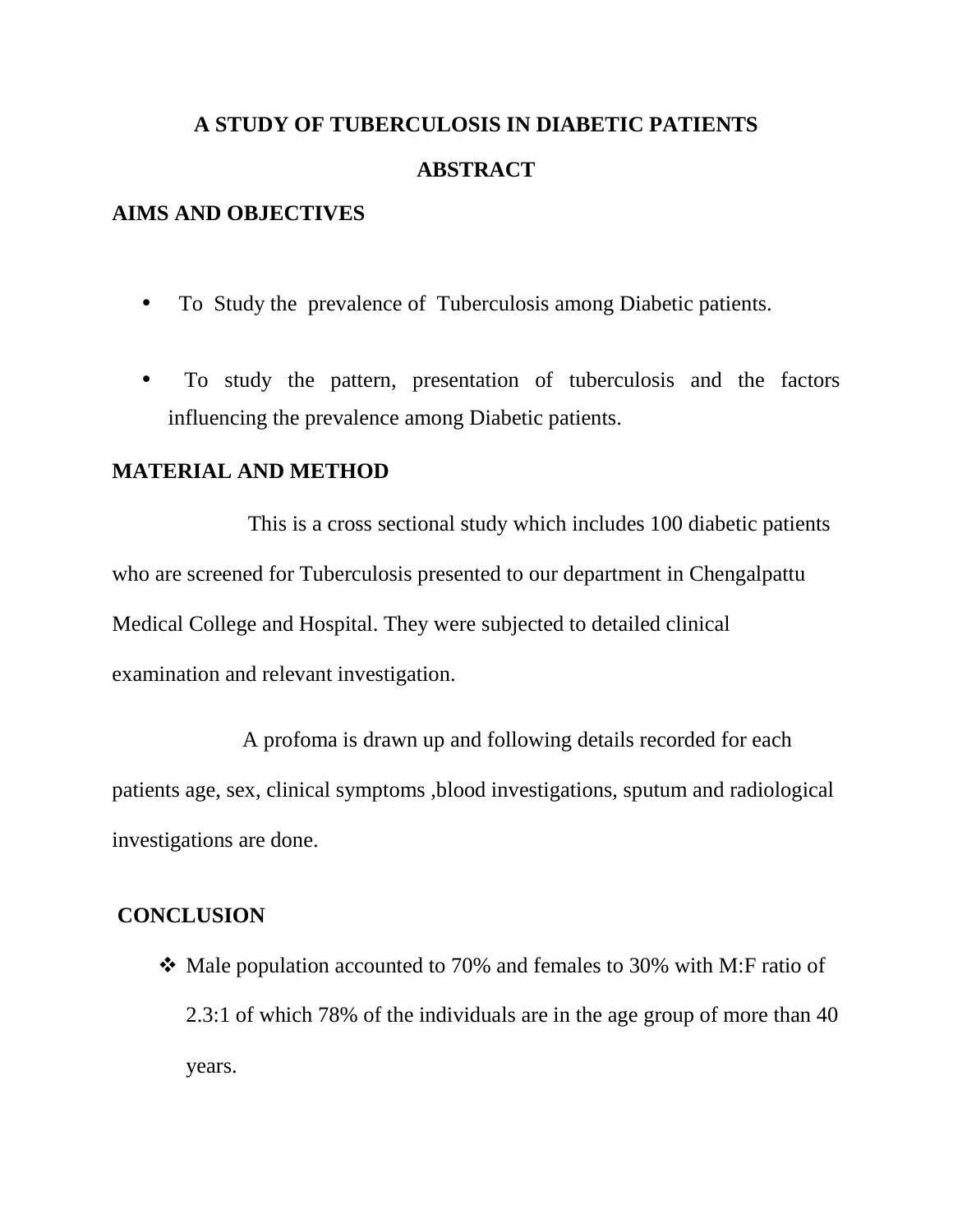# A STUDY OF TUBERCULOSIS IN DIABETIC PATIENTS

## ABSTRACT

### AIMS AND OBJECTIVES

- To Study the prevalence of Tuberculosis among Diabetic patients.
- To study the pattern, presentation of tuberculosis and the factors influencing the prevalence among Diabetic patients.

### MATERIAL AND METHOD

This is a cross sectional study which includes 100 diabetic patients who are screened for Tuberculosis presented to our department in Chengalpattu Medical College and Hospital. They were subjected to detailed clinical examination and relevant investigation.

A profoma is drawn up and following details recorded for each patients age, sex, clinical symptoms ,blood investigations, sputum and radiological investigations are done.

### CONCLUSION

- Male population accounted to 70% and females to 30% with M:F ratio of 2.3:1 of which 78% of the individuals are in the age group of more than 40 years.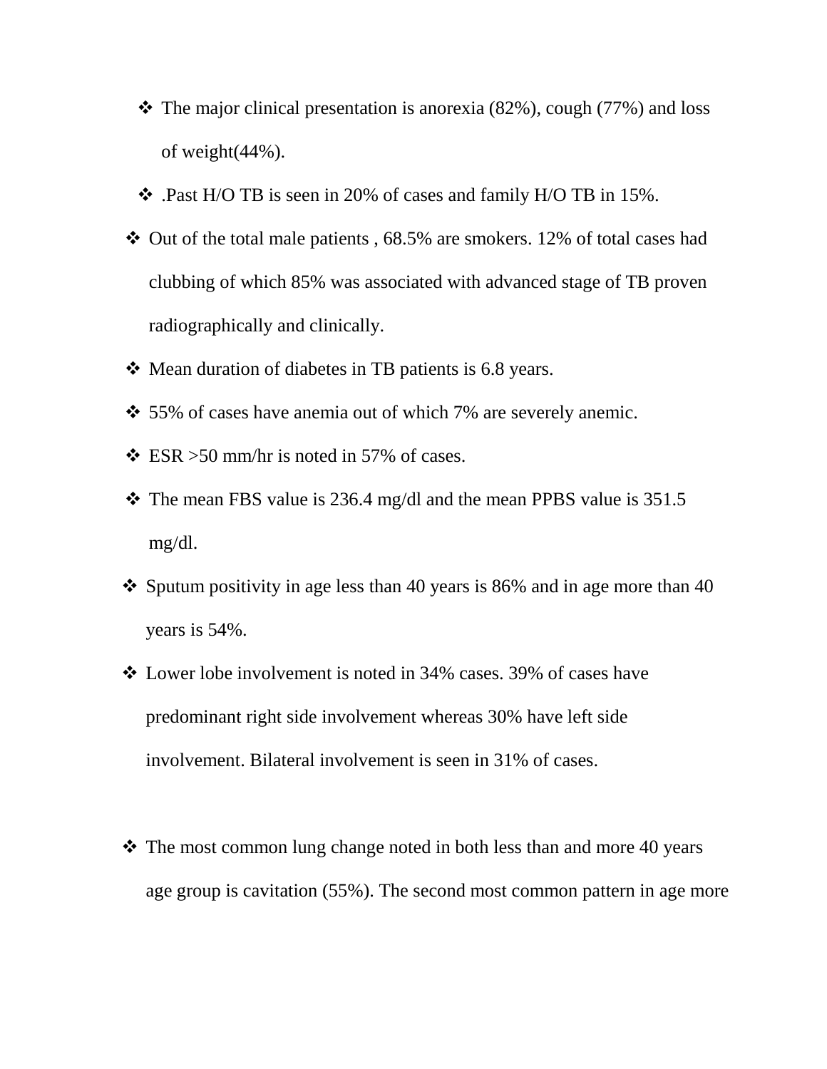- The major clinical presentation is anorexia (82%), cough (77%) and loss of weight(44%).
- .Past H/O TB is seen in 20% of cases and family H/O TB in 15%.
- Out of the total male patients , 68.5% are smokers. 12% of total cases had clubbing of which 85% was associated with advanced stage of TB proven radiographically and clinically.
- Mean duration of diabetes in TB patients is 6.8 years.
- 55% of cases have anemia out of which 7% are severely anemic.
- ESR >50 mm/hr is noted in 57% of cases.
- The mean FBS value is 236.4 mg/dl and the mean PPBS value is 351.5 mg/dl.
- Sputum positivity in age less than 40 years is 86% and in age more than 40 years is 54%.
- Lower lobe involvement is noted in 34% cases. 39% of cases have predominant right side involvement whereas 30% have left side involvement. Bilateral involvement is seen in 31% of cases.
- The most common lung change noted in both less than and more 40 years age group is cavitation (55%). The second most common pattern in age more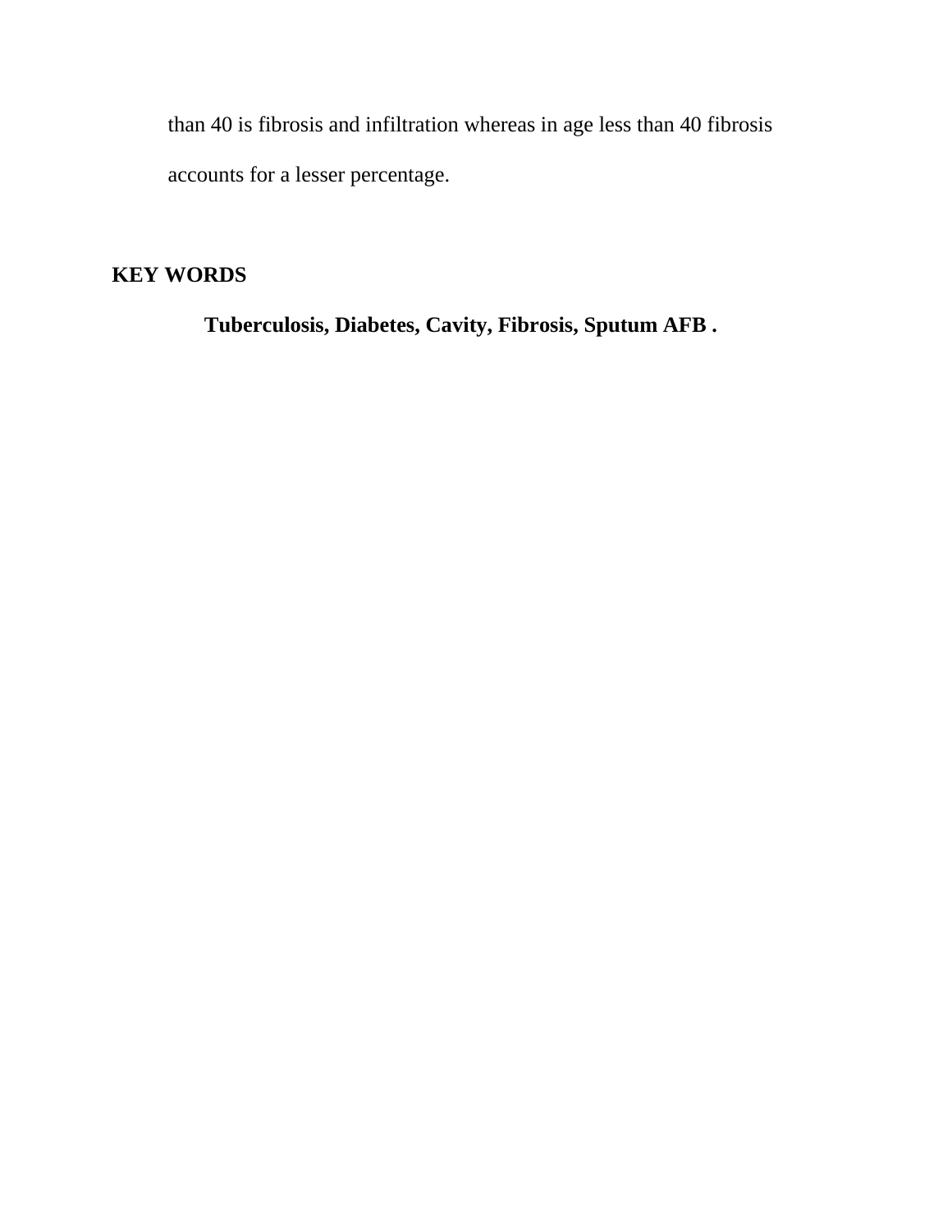than 40 is fibrosis and infiltration whereas in age less than 40 fibrosis accounts for a lesser percentage.

## KEY WORDS

**Tuberculosis, Diabetes, Cavity, Fibrosis, Sputum AFB .**